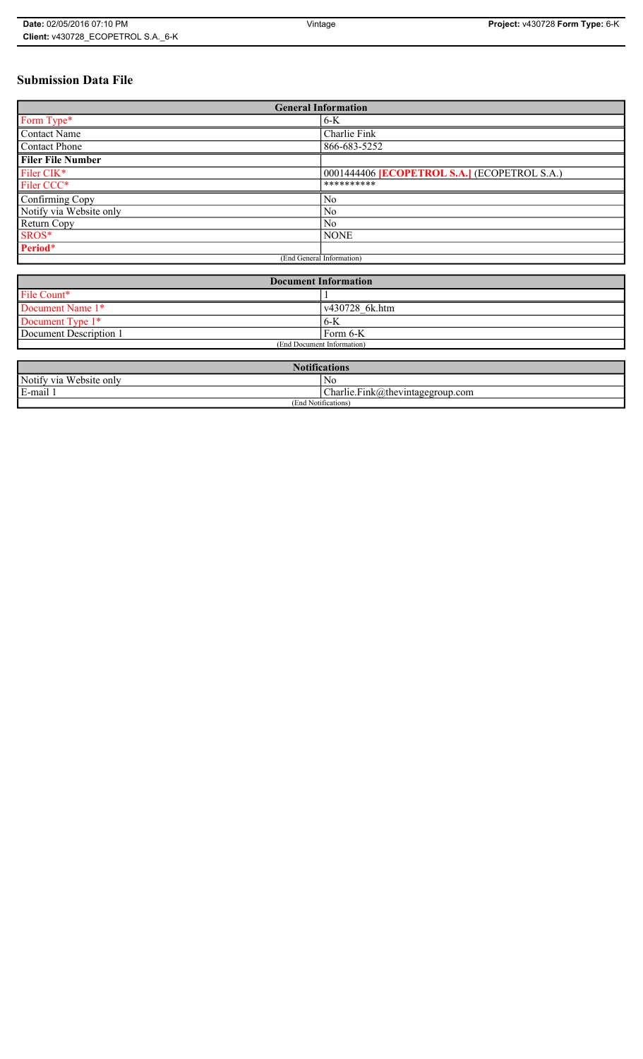# Submission Data File

| General Information | |
|---|---|
| Form Type* | 6-K |
| Contact Name | Charlie Fink |
| Contact Phone | 866-683-5252 |
| **Filer File Number** | |
| Filer CIK* | 0001444406 **[ECOPETROL S.A.]** (ECOPETROL S.A.) |
| Filer CCC* | ********** |
| Confirming Copy | No |
| Notify via Website only | No |
| Return Copy | No |
| SROS* | NONE |
| **Period*** | |
| (End General Information) | |

| Document Information | |
|---|---|
| File Count* | 1 |
| Document Name 1* | v430728_6k.htm |
| Document Type 1* | 6-K |
| Document Description 1 | Form 6-K |
| (End Document Information) | |

| Notifications | |
|---|---|
| Notify via Website only | No |
| E-mail 1 | Charlie.Fink@thevintagegroup.com |
| (End Notifications) | |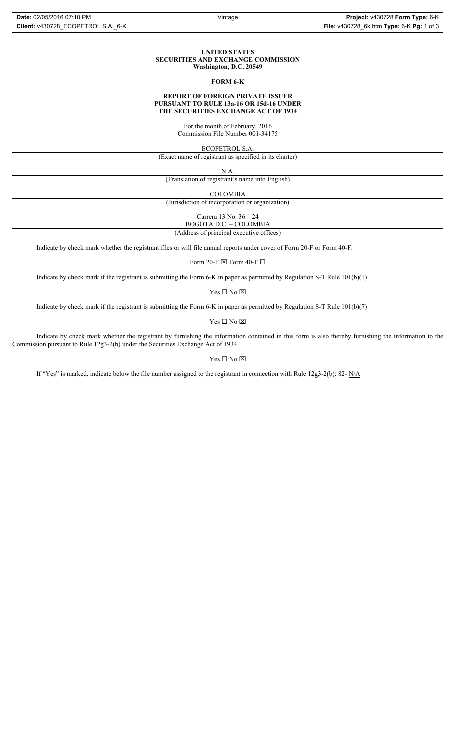**UNITED STATES**
**SECURITIES AND EXCHANGE COMMISSION**
**Washington, D.C. 20549**

**FORM 6-K**

**REPORT OF FOREIGN PRIVATE ISSUER**
**PURSUANT TO RULE 13a-16 OR 15d-16 UNDER**
**THE SECURITIES EXCHANGE ACT OF 1934**

For the month of February, 2016
Commission File Number 001-34175

ECOPETROL S.A.
(Exact name of registrant as specified in its charter)

N.A.
(Translation of registrant's name into English)

COLOMBIA
(Jurisdiction of incorporation or organization)

Carrera 13 No. 36 – 24
BOGOTA D.C. – COLOMBIA
(Address of principal executive offices)

Indicate by check mark whether the registrant files or will file annual reports under cover of Form 20-F or Form 40-F.

Form 20-F ☒ Form 40-F ☐

Indicate by check mark if the registrant is submitting the Form 6-K in paper as permitted by Regulation S-T Rule 101(b)(1)

Yes ☐ No ☒

Indicate by check mark if the registrant is submitting the Form 6-K in paper as permitted by Regulation S-T Rule 101(b)(7)

Yes ☐ No ☒

Indicate by check mark whether the registrant by furnishing the information contained in this form is also thereby furnishing the information to the Commission pursuant to Rule 12g3-2(b) under the Securities Exchange Act of 1934.

Yes ☐ No ☒

If "Yes" is marked, indicate below the file number assigned to the registrant in connection with Rule 12g3-2(b): 82- N/A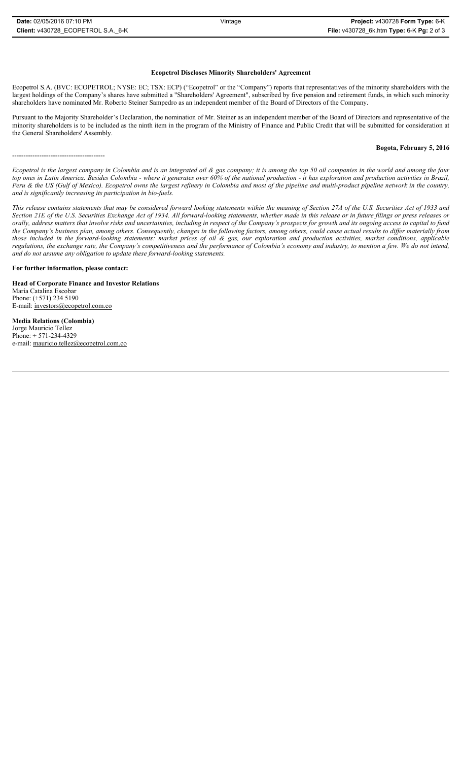**Ecopetrol Discloses Minority Shareholders' Agreement**

Ecopetrol S.A. (BVC: ECOPETROL; NYSE: EC; TSX: ECP) ("Ecopetrol" or the "Company") reports that representatives of the minority shareholders with the largest holdings of the Company's shares have submitted a "Shareholders' Agreement", subscribed by five pension and retirement funds, in which such minority shareholders have nominated Mr. Roberto Steiner Sampedro as an independent member of the Board of Directors of the Company.

Pursuant to the Majority Shareholder's Declaration, the nomination of Mr. Steiner as an independent member of the Board of Directors and representative of the minority shareholders is to be included as the ninth item in the program of the Ministry of Finance and Public Credit that will be submitted for consideration at the General Shareholders' Assembly.

**Bogota, February 5, 2016**

-----------------------------------------

*Ecopetrol is the largest company in Colombia and is an integrated oil & gas company; it is among the top 50 oil companies in the world and among the four top ones in Latin America. Besides Colombia - where it generates over 60% of the national production - it has exploration and production activities in Brazil, Peru & the US (Gulf of Mexico). Ecopetrol owns the largest refinery in Colombia and most of the pipeline and multi-product pipeline network in the country, and is significantly increasing its participation in bio-fuels.*

*This release contains statements that may be considered forward looking statements within the meaning of Section 27A of the U.S. Securities Act of 1933 and Section 21E of the U.S. Securities Exchange Act of 1934. All forward-looking statements, whether made in this release or in future filings or press releases or orally, address matters that involve risks and uncertainties, including in respect of the Company's prospects for growth and its ongoing access to capital to fund the Company's business plan, among others. Consequently, changes in the following factors, among others, could cause actual results to differ materially from those included in the forward-looking statements: market prices of oil & gas, our exploration and production activities, market conditions, applicable regulations, the exchange rate, the Company's competitiveness and the performance of Colombia's economy and industry, to mention a few. We do not intend, and do not assume any obligation to update these forward-looking statements.*

**For further information, please contact:**

**Head of Corporate Finance and Investor Relations**
María Catalina Escobar
Phone: (+571) 234 5190
E-mail: investors@ecopetrol.com.co

**Media Relations (Colombia)**
Jorge Mauricio Tellez
Phone: + 571-234-4329
e-mail: mauricio.tellez@ecopetrol.com.co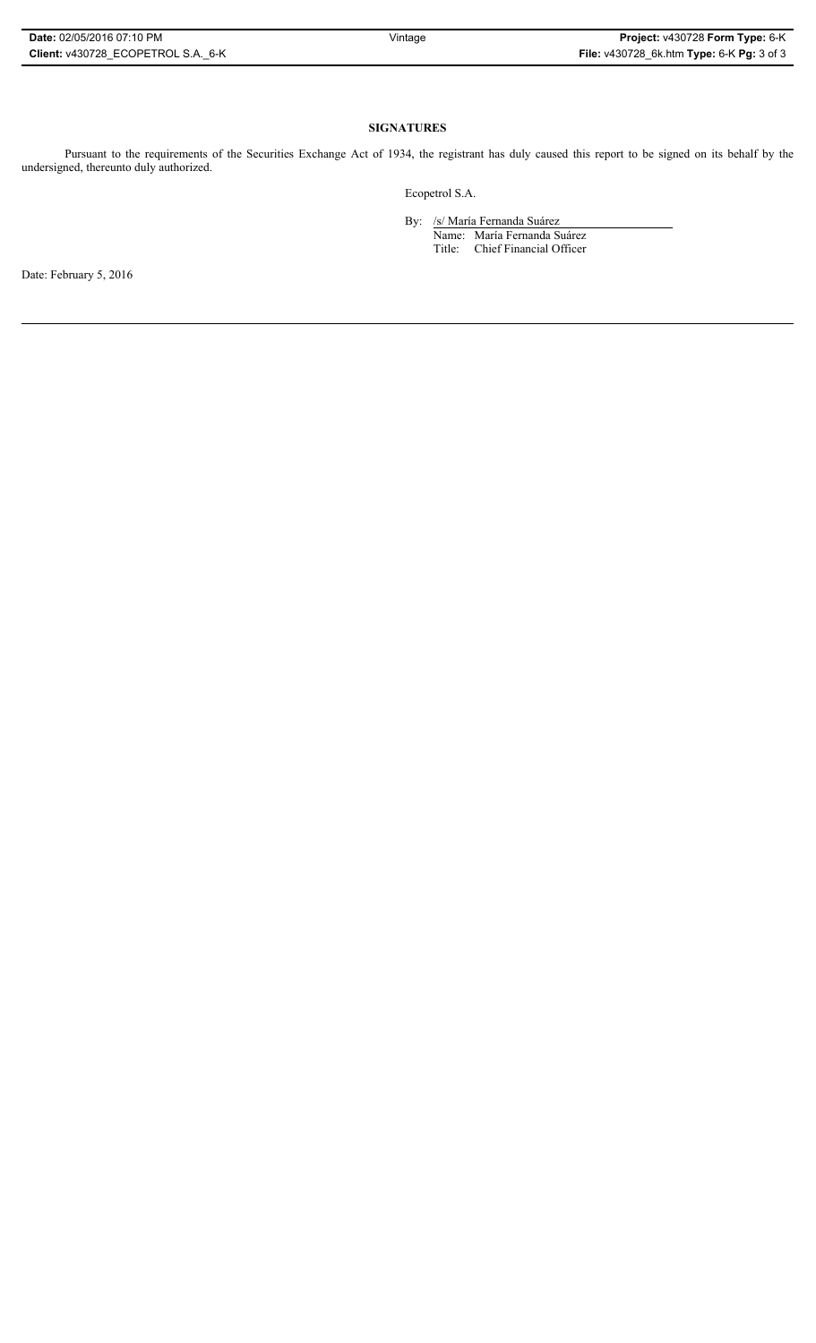**SIGNATURES**

Pursuant to the requirements of the Securities Exchange Act of 1934, the registrant has duly caused this report to be signed on its behalf by the undersigned, thereunto duly authorized.

Ecopetrol S.A.

By: /s/ María Fernanda Suárez
Name: María Fernanda Suárez
Title: Chief Financial Officer

Date: February 5, 2016